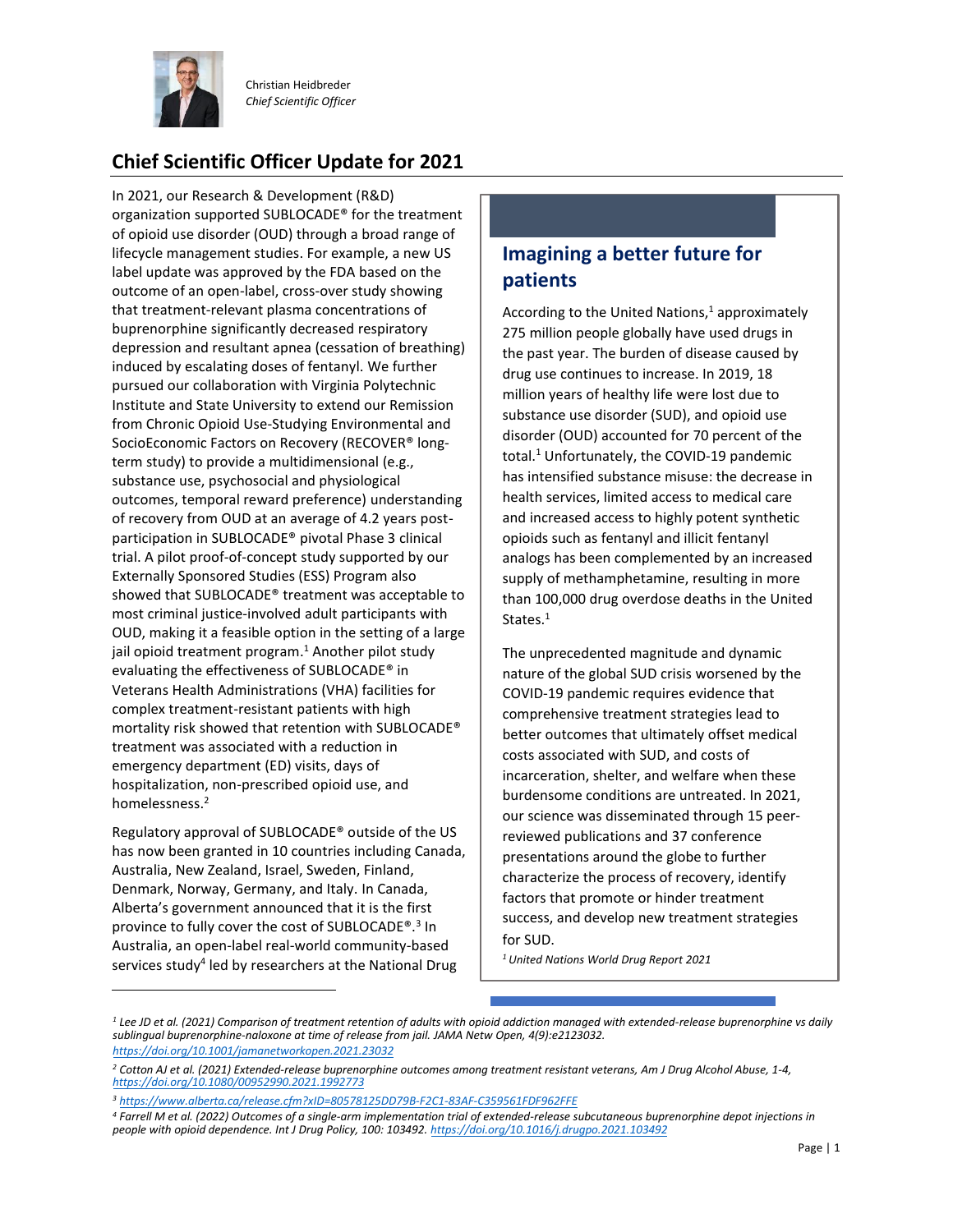Christian Heidbreder
*Chief Scientific Officer*

## Chief Scientific Officer Update for 2021

In 2021, our Research & Development (R&D) organization supported SUBLOCADE® for the treatment of opioid use disorder (OUD) through a broad range of lifecycle management studies. For example, a new US label update was approved by the FDA based on the outcome of an open-label, cross-over study showing that treatment-relevant plasma concentrations of buprenorphine significantly decreased respiratory depression and resultant apnea (cessation of breathing) induced by escalating doses of fentanyl. We further pursued our collaboration with Virginia Polytechnic Institute and State University to extend our Remission from Chronic Opioid Use-Studying Environmental and SocioEconomic Factors on Recovery (RECOVER® long-term study) to provide a multidimensional (e.g., substance use, psychosocial and physiological outcomes, temporal reward preference) understanding of recovery from OUD at an average of 4.2 years post-participation in SUBLOCADE® pivotal Phase 3 clinical trial. A pilot proof-of-concept study supported by our Externally Sponsored Studies (ESS) Program also showed that SUBLOCADE® treatment was acceptable to most criminal justice-involved adult participants with OUD, making it a feasible option in the setting of a large jail opioid treatment program.[1] Another pilot study evaluating the effectiveness of SUBLOCADE® in Veterans Health Administrations (VHA) facilities for complex treatment-resistant patients with high mortality risk showed that retention with SUBLOCADE® treatment was associated with a reduction in emergency department (ED) visits, days of hospitalization, non-prescribed opioid use, and homelessness.[2]

Regulatory approval of SUBLOCADE® outside of the US has now been granted in 10 countries including Canada, Australia, New Zealand, Israel, Sweden, Finland, Denmark, Norway, Germany, and Italy. In Canada, Alberta's government announced that it is the first province to fully cover the cost of SUBLOCADE®.[3] In Australia, an open-label real-world community-based services study[4] led by researchers at the National Drug

### Imagining a better future for patients

According to the United Nations,[1] approximately 275 million people globally have used drugs in the past year. The burden of disease caused by drug use continues to increase. In 2019, 18 million years of healthy life were lost due to substance use disorder (SUD), and opioid use disorder (OUD) accounted for 70 percent of the total.[1] Unfortunately, the COVID-19 pandemic has intensified substance misuse: the decrease in health services, limited access to medical care and increased access to highly potent synthetic opioids such as fentanyl and illicit fentanyl analogs has been complemented by an increased supply of methamphetamine, resulting in more than 100,000 drug overdose deaths in the United States.[1]

The unprecedented magnitude and dynamic nature of the global SUD crisis worsened by the COVID-19 pandemic requires evidence that comprehensive treatment strategies lead to better outcomes that ultimately offset medical costs associated with SUD, and costs of incarceration, shelter, and welfare when these burdensome conditions are untreated. In 2021, our science was disseminated through 15 peer-reviewed publications and 37 conference presentations around the globe to further characterize the process of recovery, identify factors that promote or hinder treatment success, and develop new treatment strategies for SUD.

*[1] United Nations World Drug Report 2021*

---

*[1] Lee JD et al. (2021) Comparison of treatment retention of adults with opioid addiction managed with extended-release buprenorphine vs daily sublingual buprenorphine-naloxone at time of release from jail. JAMA Netw Open, 4(9):e2123032.* https://doi.org/10.1001/jamanetworkopen.2021.23032

*[2] Cotton AJ et al. (2021) Extended-release buprenorphine outcomes among treatment resistant veterans, Am J Drug Alcohol Abuse, 1-4,* https://doi.org/10.1080/00952990.2021.1992773

*[3]* https://www.alberta.ca/release.cfm?xID=80578125DD79B-F2C1-83AF-C359561FDF962FFE

*[4] Farrell M et al. (2022) Outcomes of a single-arm implementation trial of extended-release subcutaneous buprenorphine depot injections in people with opioid dependence. Int J Drug Policy, 100: 103492.* https://doi.org/10.1016/j.drugpo.2021.103492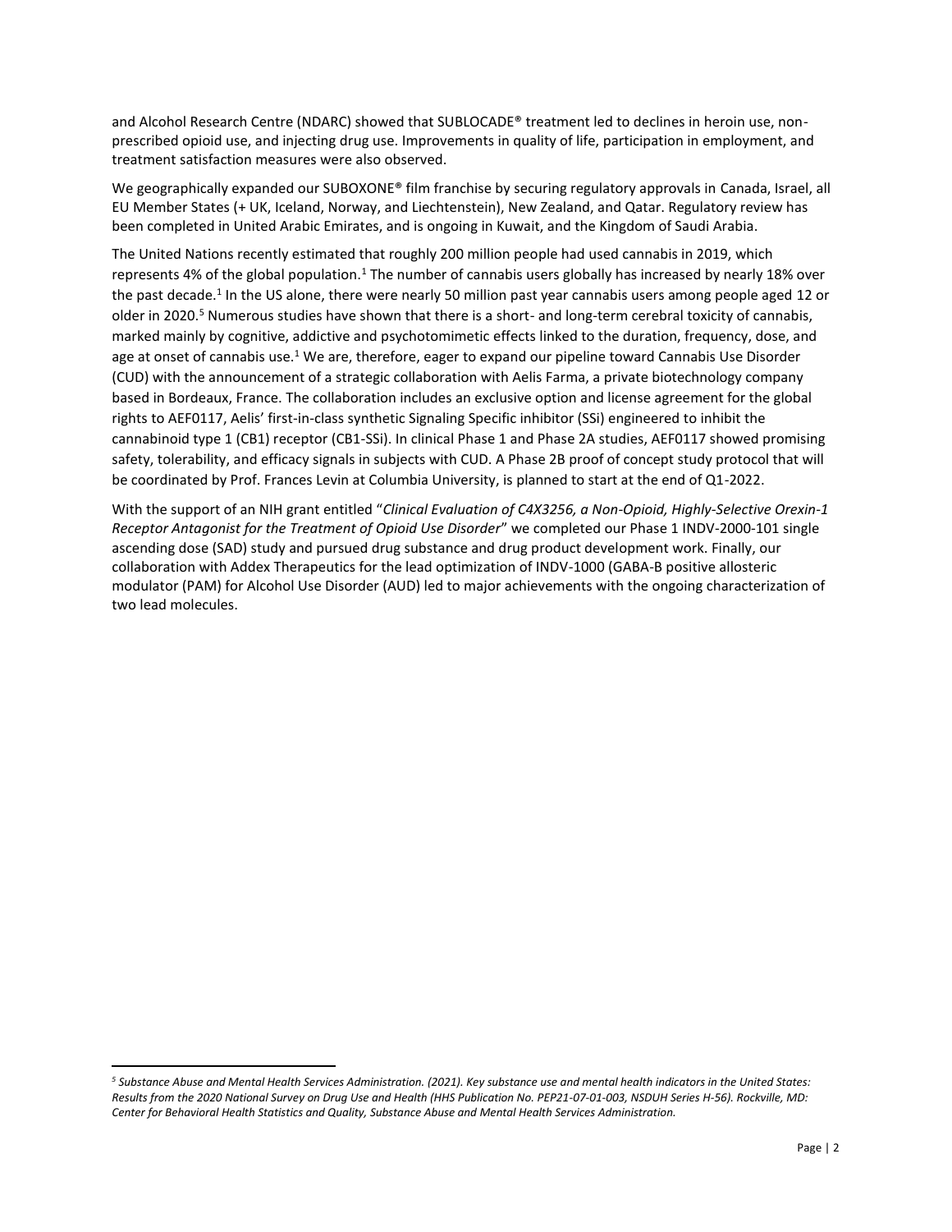and Alcohol Research Centre (NDARC) showed that SUBLOCADE® treatment led to declines in heroin use, non-prescribed opioid use, and injecting drug use. Improvements in quality of life, participation in employment, and treatment satisfaction measures were also observed.

We geographically expanded our SUBOXONE® film franchise by securing regulatory approvals in Canada, Israel, all EU Member States (+ UK, Iceland, Norway, and Liechtenstein), New Zealand, and Qatar. Regulatory review has been completed in United Arabic Emirates, and is ongoing in Kuwait, and the Kingdom of Saudi Arabia.

The United Nations recently estimated that roughly 200 million people had used cannabis in 2019, which represents 4% of the global population.[1] The number of cannabis users globally has increased by nearly 18% over the past decade.[1] In the US alone, there were nearly 50 million past year cannabis users among people aged 12 or older in 2020.[5] Numerous studies have shown that there is a short- and long-term cerebral toxicity of cannabis, marked mainly by cognitive, addictive and psychotomimetic effects linked to the duration, frequency, dose, and age at onset of cannabis use.[1] We are, therefore, eager to expand our pipeline toward Cannabis Use Disorder (CUD) with the announcement of a strategic collaboration with Aelis Farma, a private biotechnology company based in Bordeaux, France. The collaboration includes an exclusive option and license agreement for the global rights to AEF0117, Aelis' first-in-class synthetic Signaling Specific inhibitor (SSi) engineered to inhibit the cannabinoid type 1 (CB1) receptor (CB1-SSi). In clinical Phase 1 and Phase 2A studies, AEF0117 showed promising safety, tolerability, and efficacy signals in subjects with CUD. A Phase 2B proof of concept study protocol that will be coordinated by Prof. Frances Levin at Columbia University, is planned to start at the end of Q1-2022.

With the support of an NIH grant entitled "*Clinical Evaluation of C4X3256, a Non-Opioid, Highly-Selective Orexin-1 Receptor Antagonist for the Treatment of Opioid Use Disorder*" we completed our Phase 1 INDV-2000-101 single ascending dose (SAD) study and pursued drug substance and drug product development work. Finally, our collaboration with Addex Therapeutics for the lead optimization of INDV-1000 (GABA-B positive allosteric modulator (PAM) for Alcohol Use Disorder (AUD) led to major achievements with the ongoing characterization of two lead molecules.

---

[5] *Substance Abuse and Mental Health Services Administration. (2021). Key substance use and mental health indicators in the United States: Results from the 2020 National Survey on Drug Use and Health (HHS Publication No. PEP21-07-01-003, NSDUH Series H-56). Rockville, MD: Center for Behavioral Health Statistics and Quality, Substance Abuse and Mental Health Services Administration.*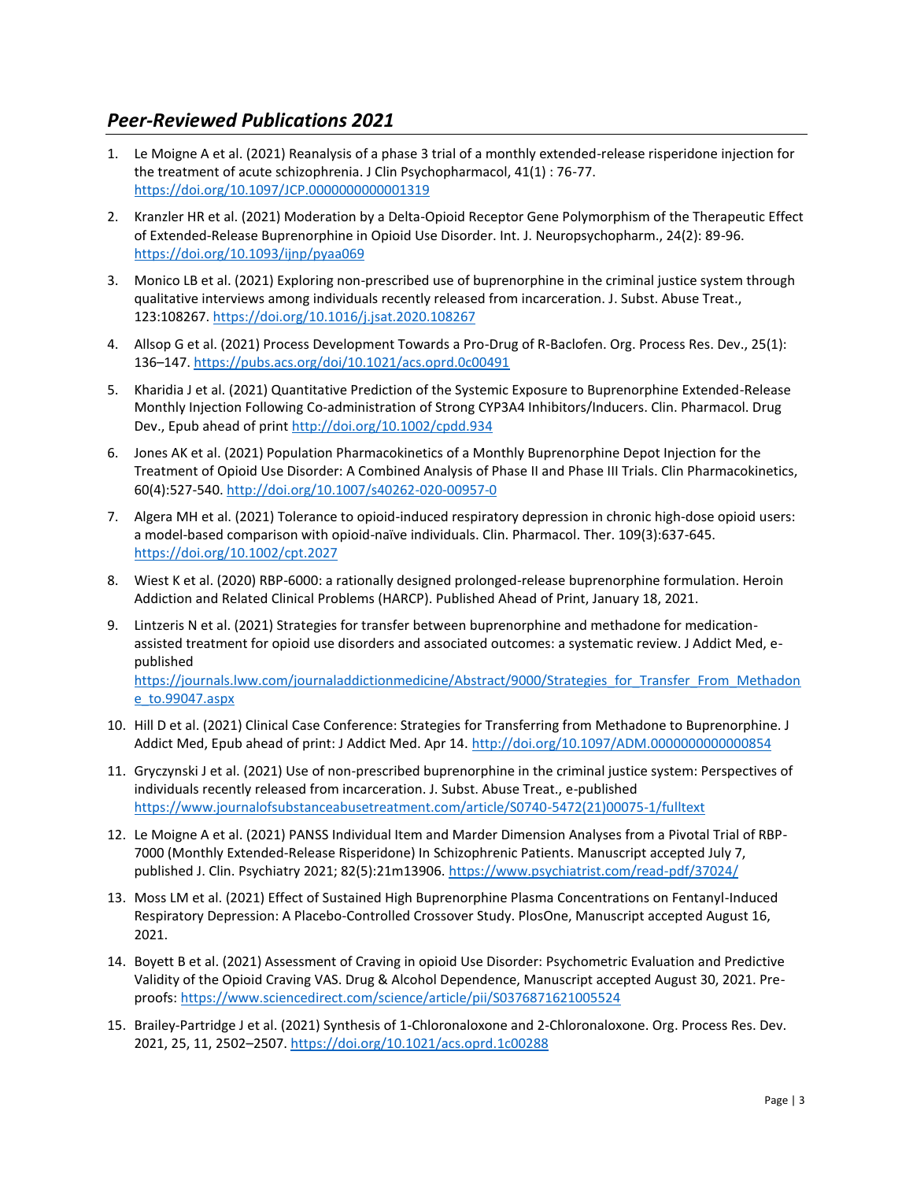## *Peer-Reviewed Publications 2021*

1. Le Moigne A et al. (2021) Reanalysis of a phase 3 trial of a monthly extended-release risperidone injection for the treatment of acute schizophrenia. J Clin Psychopharmacol, 41(1) : 76-77. https://doi.org/10.1097/JCP.0000000000001319

2. Kranzler HR et al. (2021) Moderation by a Delta-Opioid Receptor Gene Polymorphism of the Therapeutic Effect of Extended-Release Buprenorphine in Opioid Use Disorder. Int. J. Neuropsychopharm., 24(2): 89-96. https://doi.org/10.1093/ijnp/pyaa069

3. Monico LB et al. (2021) Exploring non-prescribed use of buprenorphine in the criminal justice system through qualitative interviews among individuals recently released from incarceration. J. Subst. Abuse Treat., 123:108267. https://doi.org/10.1016/j.jsat.2020.108267

4. Allsop G et al. (2021) Process Development Towards a Pro-Drug of R-Baclofen. Org. Process Res. Dev., 25(1): 136–147. https://pubs.acs.org/doi/10.1021/acs.oprd.0c00491

5. Kharidia J et al. (2021) Quantitative Prediction of the Systemic Exposure to Buprenorphine Extended-Release Monthly Injection Following Co-administration of Strong CYP3A4 Inhibitors/Inducers. Clin. Pharmacol. Drug Dev., Epub ahead of print http://doi.org/10.1002/cpdd.934

6. Jones AK et al. (2021) Population Pharmacokinetics of a Monthly Buprenorphine Depot Injection for the Treatment of Opioid Use Disorder: A Combined Analysis of Phase II and Phase III Trials. Clin Pharmacokinetics, 60(4):527-540. http://doi.org/10.1007/s40262-020-00957-0

7. Algera MH et al. (2021) Tolerance to opioid-induced respiratory depression in chronic high-dose opioid users: a model-based comparison with opioid-naïve individuals. Clin. Pharmacol. Ther. 109(3):637-645. https://doi.org/10.1002/cpt.2027

8. Wiest K et al. (2020) RBP-6000: a rationally designed prolonged-release buprenorphine formulation. Heroin Addiction and Related Clinical Problems (HARCP). Published Ahead of Print, January 18, 2021.

9. Lintzeris N et al. (2021) Strategies for transfer between buprenorphine and methadone for medication-assisted treatment for opioid use disorders and associated outcomes: a systematic review. J Addict Med, e-published https://journals.lww.com/journaladdictionmedicine/Abstract/9000/Strategies_for_Transfer_From_Methadone_to.99047.aspx

10. Hill D et al. (2021) Clinical Case Conference: Strategies for Transferring from Methadone to Buprenorphine. J Addict Med, Epub ahead of print: J Addict Med. Apr 14. http://doi.org/10.1097/ADM.0000000000000854

11. Gryczynski J et al. (2021) Use of non-prescribed buprenorphine in the criminal justice system: Perspectives of individuals recently released from incarceration. J. Subst. Abuse Treat., e-published https://www.journalofsubstanceabusetreatment.com/article/S0740-5472(21)00075-1/fulltext

12. Le Moigne A et al. (2021) PANSS Individual Item and Marder Dimension Analyses from a Pivotal Trial of RBP-7000 (Monthly Extended-Release Risperidone) In Schizophrenic Patients. Manuscript accepted July 7, published J. Clin. Psychiatry 2021; 82(5):21m13906. https://www.psychiatrist.com/read-pdf/37024/

13. Moss LM et al. (2021) Effect of Sustained High Buprenorphine Plasma Concentrations on Fentanyl-Induced Respiratory Depression: A Placebo-Controlled Crossover Study. PlosOne, Manuscript accepted August 16, 2021.

14. Boyett B et al. (2021) Assessment of Craving in opioid Use Disorder: Psychometric Evaluation and Predictive Validity of the Opioid Craving VAS. Drug & Alcohol Dependence, Manuscript accepted August 30, 2021. Pre-proofs: https://www.sciencedirect.com/science/article/pii/S0376871621005524

15. Brailey-Partridge J et al. (2021) Synthesis of 1-Chloronaloxone and 2-Chloronaloxone. Org. Process Res. Dev. 2021, 25, 11, 2502–2507. https://doi.org/10.1021/acs.oprd.1c00288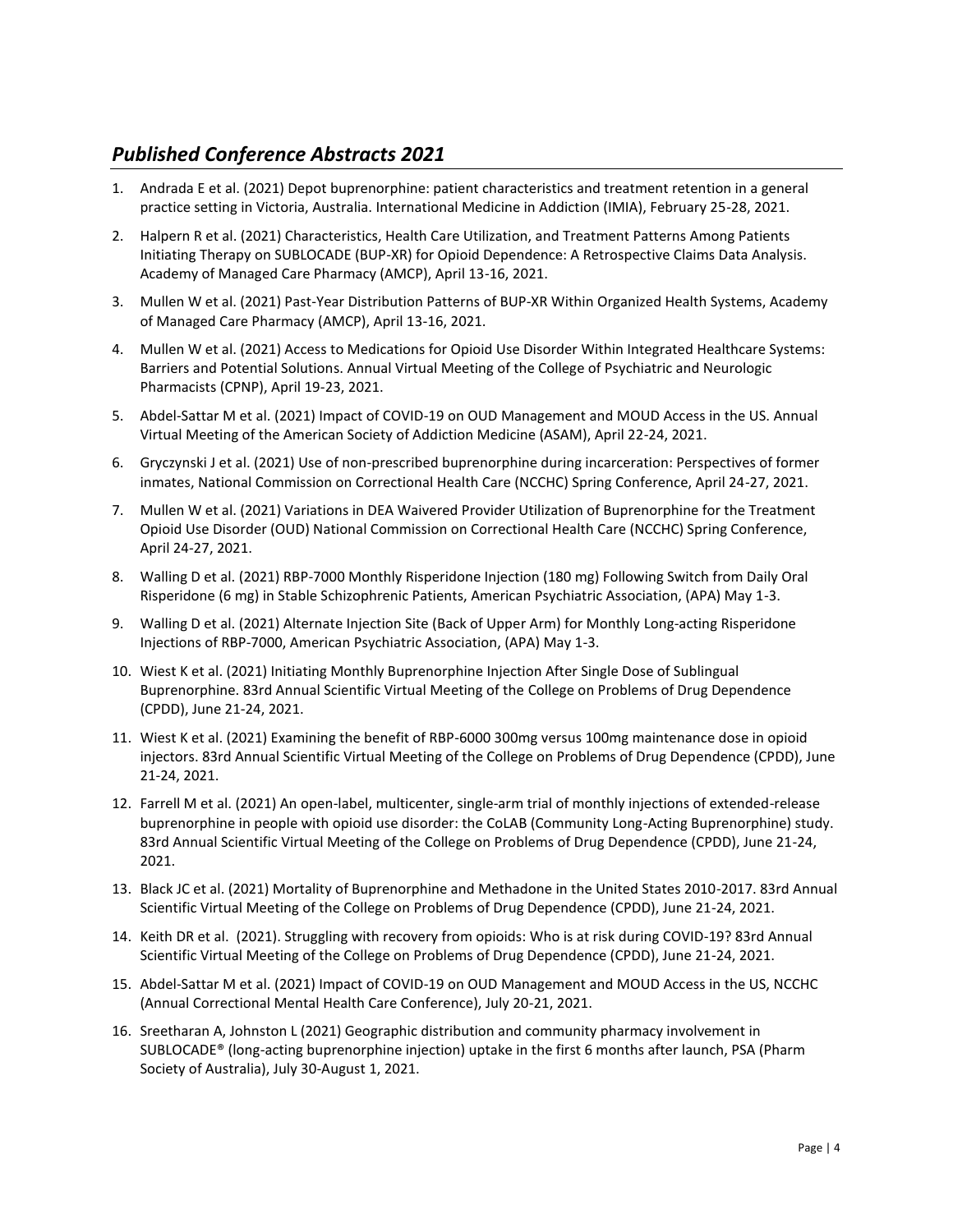## *Published Conference Abstracts 2021*

1. Andrada E et al. (2021) Depot buprenorphine: patient characteristics and treatment retention in a general practice setting in Victoria, Australia. International Medicine in Addiction (IMIA), February 25-28, 2021.
2. Halpern R et al. (2021) Characteristics, Health Care Utilization, and Treatment Patterns Among Patients Initiating Therapy on SUBLOCADE (BUP-XR) for Opioid Dependence: A Retrospective Claims Data Analysis. Academy of Managed Care Pharmacy (AMCP), April 13-16, 2021.
3. Mullen W et al. (2021) Past-Year Distribution Patterns of BUP-XR Within Organized Health Systems, Academy of Managed Care Pharmacy (AMCP), April 13-16, 2021.
4. Mullen W et al. (2021) Access to Medications for Opioid Use Disorder Within Integrated Healthcare Systems: Barriers and Potential Solutions. Annual Virtual Meeting of the College of Psychiatric and Neurologic Pharmacists (CPNP), April 19-23, 2021.
5. Abdel-Sattar M et al. (2021) Impact of COVID-19 on OUD Management and MOUD Access in the US. Annual Virtual Meeting of the American Society of Addiction Medicine (ASAM), April 22-24, 2021.
6. Gryczynski J et al. (2021) Use of non-prescribed buprenorphine during incarceration: Perspectives of former inmates, National Commission on Correctional Health Care (NCCHC) Spring Conference, April 24-27, 2021.
7. Mullen W et al. (2021) Variations in DEA Waivered Provider Utilization of Buprenorphine for the Treatment Opioid Use Disorder (OUD) National Commission on Correctional Health Care (NCCHC) Spring Conference, April 24-27, 2021.
8. Walling D et al. (2021) RBP-7000 Monthly Risperidone Injection (180 mg) Following Switch from Daily Oral Risperidone (6 mg) in Stable Schizophrenic Patients, American Psychiatric Association, (APA) May 1-3.
9. Walling D et al. (2021) Alternate Injection Site (Back of Upper Arm) for Monthly Long-acting Risperidone Injections of RBP-7000, American Psychiatric Association, (APA) May 1-3.
10. Wiest K et al. (2021) Initiating Monthly Buprenorphine Injection After Single Dose of Sublingual Buprenorphine. 83rd Annual Scientific Virtual Meeting of the College on Problems of Drug Dependence (CPDD), June 21-24, 2021.
11. Wiest K et al. (2021) Examining the benefit of RBP-6000 300mg versus 100mg maintenance dose in opioid injectors. 83rd Annual Scientific Virtual Meeting of the College on Problems of Drug Dependence (CPDD), June 21-24, 2021.
12. Farrell M et al. (2021) An open-label, multicenter, single-arm trial of monthly injections of extended-release buprenorphine in people with opioid use disorder: the CoLAB (Community Long-Acting Buprenorphine) study. 83rd Annual Scientific Virtual Meeting of the College on Problems of Drug Dependence (CPDD), June 21-24, 2021.
13. Black JC et al. (2021) Mortality of Buprenorphine and Methadone in the United States 2010-2017. 83rd Annual Scientific Virtual Meeting of the College on Problems of Drug Dependence (CPDD), June 21-24, 2021.
14. Keith DR et al. (2021). Struggling with recovery from opioids: Who is at risk during COVID-19? 83rd Annual Scientific Virtual Meeting of the College on Problems of Drug Dependence (CPDD), June 21-24, 2021.
15. Abdel-Sattar M et al. (2021) Impact of COVID-19 on OUD Management and MOUD Access in the US, NCCHC (Annual Correctional Mental Health Care Conference), July 20-21, 2021.
16. Sreetharan A, Johnston L (2021) Geographic distribution and community pharmacy involvement in SUBLOCADE® (long-acting buprenorphine injection) uptake in the first 6 months after launch, PSA (Pharm Society of Australia), July 30-August 1, 2021.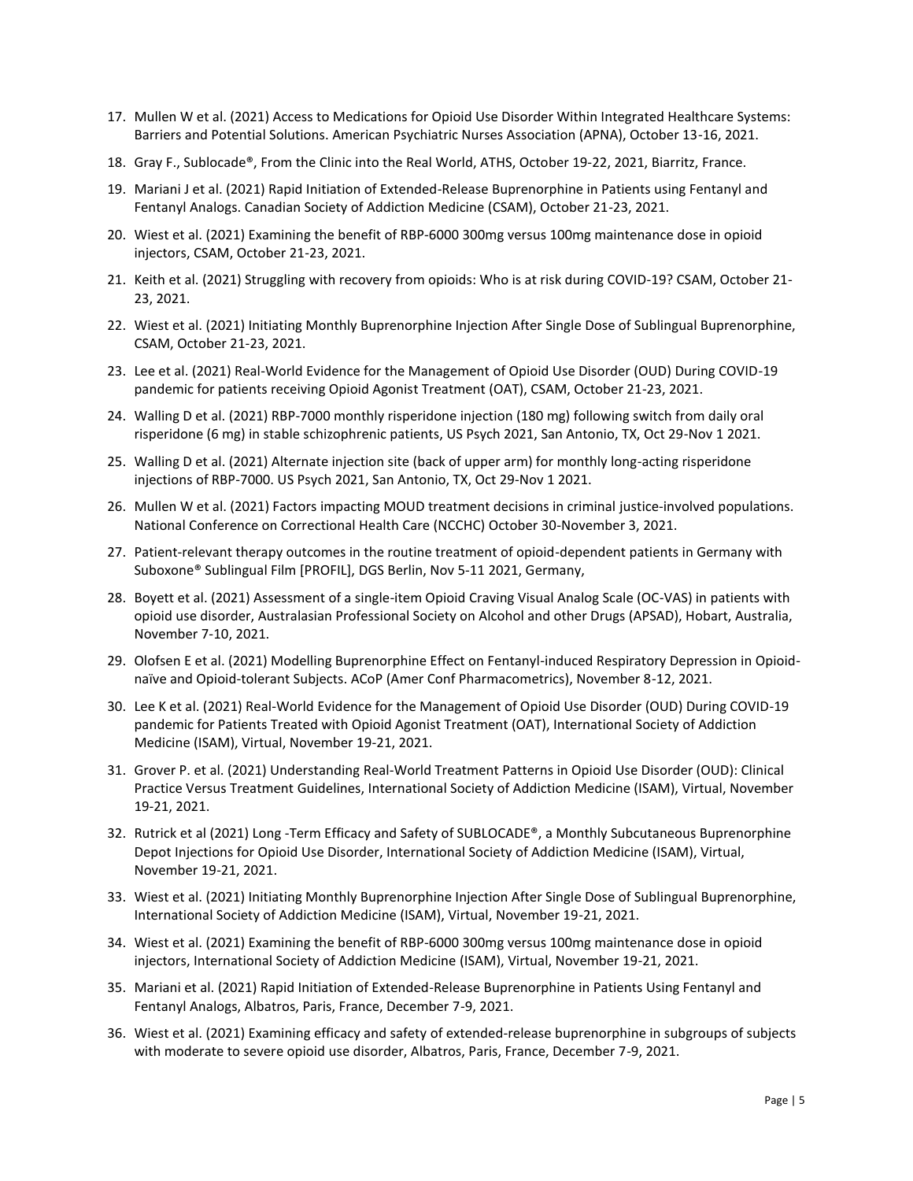17. Mullen W et al. (2021) Access to Medications for Opioid Use Disorder Within Integrated Healthcare Systems: Barriers and Potential Solutions. American Psychiatric Nurses Association (APNA), October 13-16, 2021.
18. Gray F., Sublocade®, From the Clinic into the Real World, ATHS, October 19-22, 2021, Biarritz, France.
19. Mariani J et al. (2021) Rapid Initiation of Extended-Release Buprenorphine in Patients using Fentanyl and Fentanyl Analogs. Canadian Society of Addiction Medicine (CSAM), October 21-23, 2021.
20. Wiest et al. (2021) Examining the benefit of RBP-6000 300mg versus 100mg maintenance dose in opioid injectors, CSAM, October 21-23, 2021.
21. Keith et al. (2021) Struggling with recovery from opioids: Who is at risk during COVID-19? CSAM, October 21-23, 2021.
22. Wiest et al. (2021) Initiating Monthly Buprenorphine Injection After Single Dose of Sublingual Buprenorphine, CSAM, October 21-23, 2021.
23. Lee et al. (2021) Real-World Evidence for the Management of Opioid Use Disorder (OUD) During COVID-19 pandemic for patients receiving Opioid Agonist Treatment (OAT), CSAM, October 21-23, 2021.
24. Walling D et al. (2021) RBP-7000 monthly risperidone injection (180 mg) following switch from daily oral risperidone (6 mg) in stable schizophrenic patients, US Psych 2021, San Antonio, TX, Oct 29-Nov 1 2021.
25. Walling D et al. (2021) Alternate injection site (back of upper arm) for monthly long-acting risperidone injections of RBP-7000. US Psych 2021, San Antonio, TX, Oct 29-Nov 1 2021.
26. Mullen W et al. (2021) Factors impacting MOUD treatment decisions in criminal justice-involved populations. National Conference on Correctional Health Care (NCCHC) October 30-November 3, 2021.
27. Patient-relevant therapy outcomes in the routine treatment of opioid-dependent patients in Germany with Suboxone® Sublingual Film [PROFIL], DGS Berlin, Nov 5-11 2021, Germany,
28. Boyett et al. (2021) Assessment of a single-item Opioid Craving Visual Analog Scale (OC-VAS) in patients with opioid use disorder, Australasian Professional Society on Alcohol and other Drugs (APSAD), Hobart, Australia, November 7-10, 2021.
29. Olofsen E et al. (2021) Modelling Buprenorphine Effect on Fentanyl-induced Respiratory Depression in Opioid-naïve and Opioid-tolerant Subjects. ACoP (Amer Conf Pharmacometrics), November 8-12, 2021.
30. Lee K et al. (2021) Real-World Evidence for the Management of Opioid Use Disorder (OUD) During COVID-19 pandemic for Patients Treated with Opioid Agonist Treatment (OAT), International Society of Addiction Medicine (ISAM), Virtual, November 19-21, 2021.
31. Grover P. et al. (2021) Understanding Real-World Treatment Patterns in Opioid Use Disorder (OUD): Clinical Practice Versus Treatment Guidelines, International Society of Addiction Medicine (ISAM), Virtual, November 19-21, 2021.
32. Rutrick et al (2021) Long -Term Efficacy and Safety of SUBLOCADE®, a Monthly Subcutaneous Buprenorphine Depot Injections for Opioid Use Disorder, International Society of Addiction Medicine (ISAM), Virtual, November 19-21, 2021.
33. Wiest et al. (2021) Initiating Monthly Buprenorphine Injection After Single Dose of Sublingual Buprenorphine, International Society of Addiction Medicine (ISAM), Virtual, November 19-21, 2021.
34. Wiest et al. (2021) Examining the benefit of RBP-6000 300mg versus 100mg maintenance dose in opioid injectors, International Society of Addiction Medicine (ISAM), Virtual, November 19-21, 2021.
35. Mariani et al. (2021) Rapid Initiation of Extended-Release Buprenorphine in Patients Using Fentanyl and Fentanyl Analogs, Albatros, Paris, France, December 7-9, 2021.
36. Wiest et al. (2021) Examining efficacy and safety of extended-release buprenorphine in subgroups of subjects with moderate to severe opioid use disorder, Albatros, Paris, France, December 7-9, 2021.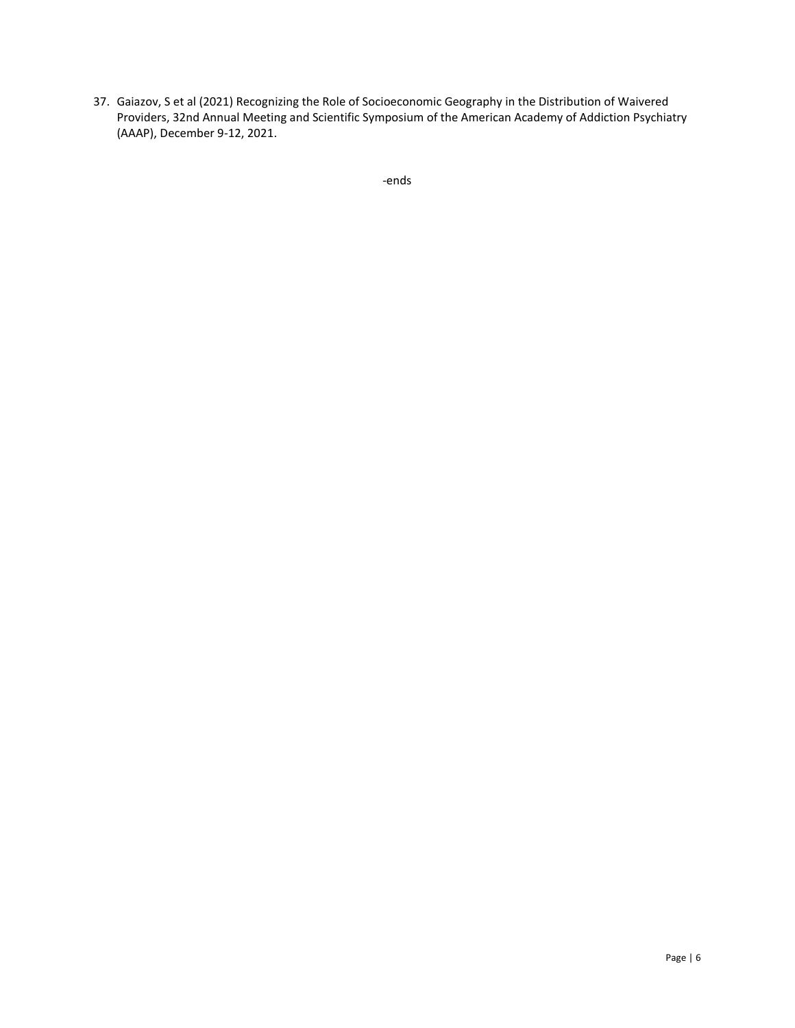37. Gaiazov, S et al (2021) Recognizing the Role of Socioeconomic Geography in the Distribution of Waivered Providers, 32nd Annual Meeting and Scientific Symposium of the American Academy of Addiction Psychiatry (AAAP), December 9-12, 2021.

-ends